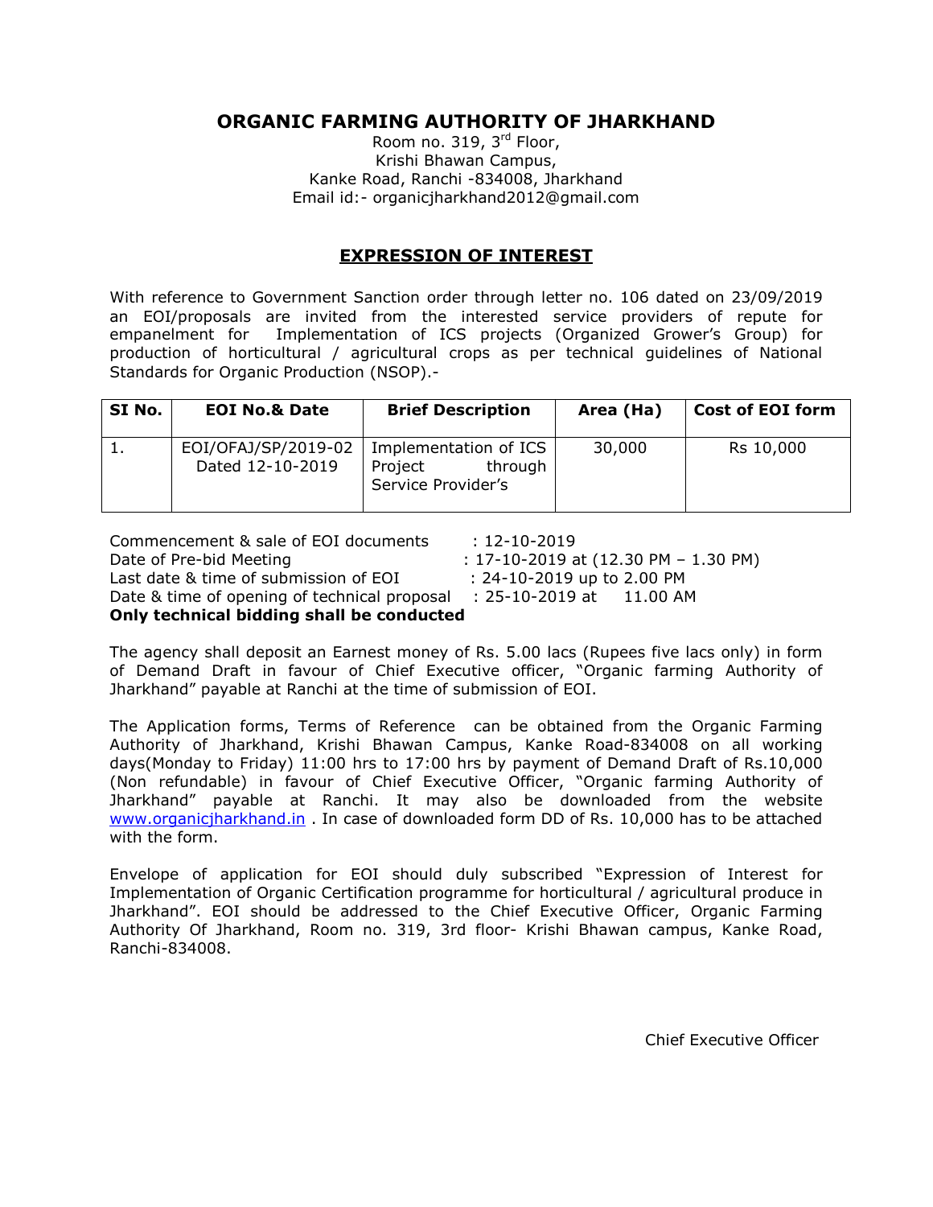# ORGANIC FARMING AUTHORITY OF JHARKHAND

Room no. 319, 3rd Floor,
Krishi Bhawan Campus,
Kanke Road, Ranchi -834008, Jharkhand
Email id:- organicjharkhand2012@gmail.com

## EXPRESSION OF INTEREST

With reference to Government Sanction order through letter no. 106 dated on 23/09/2019 an EOI/proposals are invited from the interested service providers of repute for empanelment for Implementation of ICS projects (Organized Grower's Group) for production of horticultural / agricultural crops as per technical guidelines of National Standards for Organic Production (NSOP).-

| SI No. | EOI No.& Date | Brief Description | Area (Ha) | Cost of EOI form |
|---|---|---|---|---|
| 1. | EOI/OFAJ/SP/2019-02 Dated 12-10-2019 | Implementation of ICS Project through Service Provider's | 30,000 | Rs 10,000 |

Commencement & sale of EOI documents : 12-10-2019
Date of Pre-bid Meeting : 17-10-2019 at (12.30 PM – 1.30 PM)
Last date & time of submission of EOI : 24-10-2019 up to 2.00 PM
Date & time of opening of technical proposal : 25-10-2019 at 11.00 AM
**Only technical bidding shall be conducted**

The agency shall deposit an Earnest money of Rs. 5.00 lacs (Rupees five lacs only) in form of Demand Draft in favour of Chief Executive officer, "Organic farming Authority of Jharkhand" payable at Ranchi at the time of submission of EOI.

The Application forms, Terms of Reference can be obtained from the Organic Farming Authority of Jharkhand, Krishi Bhawan Campus, Kanke Road-834008 on all working days(Monday to Friday) 11:00 hrs to 17:00 hrs by payment of Demand Draft of Rs.10,000 (Non refundable) in favour of Chief Executive Officer, "Organic farming Authority of Jharkhand" payable at Ranchi. It may also be downloaded from the website www.organicjharkhand.in . In case of downloaded form DD of Rs. 10,000 has to be attached with the form.

Envelope of application for EOI should duly subscribed "Expression of Interest for Implementation of Organic Certification programme for horticultural / agricultural produce in Jharkhand". EOI should be addressed to the Chief Executive Officer, Organic Farming Authority Of Jharkhand, Room no. 319, 3rd floor- Krishi Bhawan campus, Kanke Road, Ranchi-834008.

Chief Executive Officer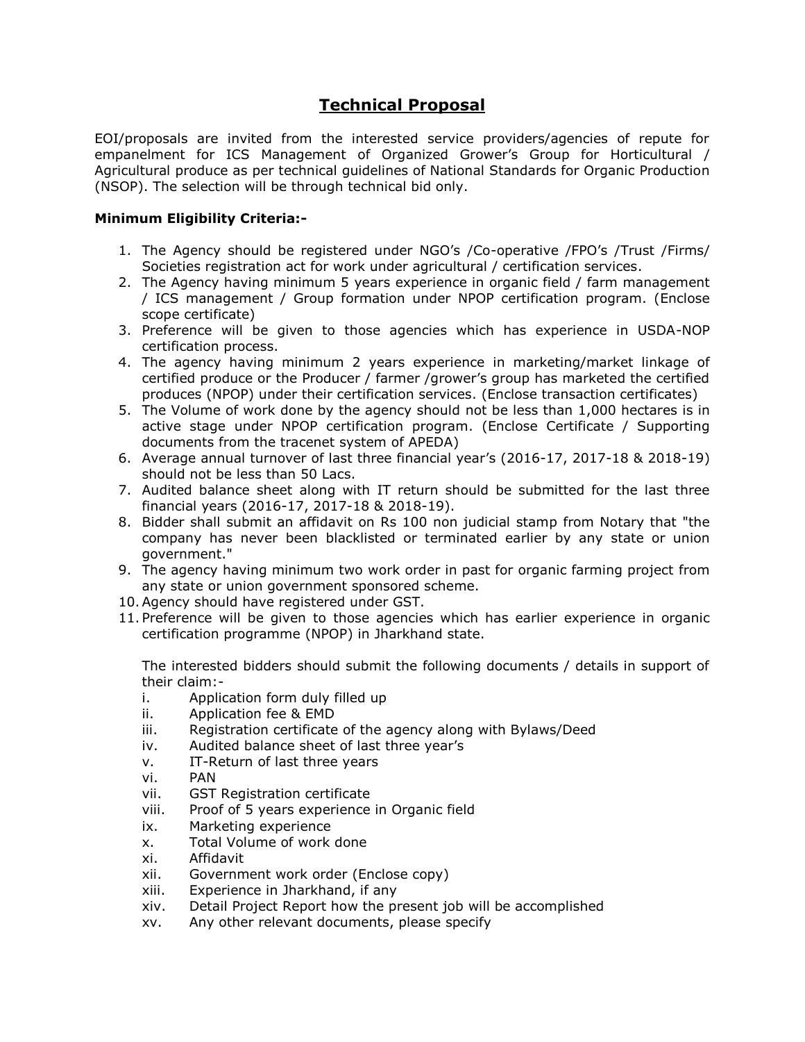# Technical Proposal

EOI/proposals are invited from the interested service providers/agencies of repute for empanelment for ICS Management of Organized Grower's Group for Horticultural / Agricultural produce as per technical guidelines of National Standards for Organic Production (NSOP). The selection will be through technical bid only.

**Minimum Eligibility Criteria:-**

1. The Agency should be registered under NGO's /Co-operative /FPO's /Trust /Firms/ Societies registration act for work under agricultural / certification services.
2. The Agency having minimum 5 years experience in organic field / farm management / ICS management / Group formation under NPOP certification program. (Enclose scope certificate)
3. Preference will be given to those agencies which has experience in USDA-NOP certification process.
4. The agency having minimum 2 years experience in marketing/market linkage of certified produce or the Producer / farmer /grower's group has marketed the certified produces (NPOP) under their certification services. (Enclose transaction certificates)
5. The Volume of work done by the agency should not be less than 1,000 hectares is in active stage under NPOP certification program. (Enclose Certificate / Supporting documents from the tracenet system of APEDA)
6. Average annual turnover of last three financial year's (2016-17, 2017-18 & 2018-19) should not be less than 50 Lacs.
7. Audited balance sheet along with IT return should be submitted for the last three financial years (2016-17, 2017-18 & 2018-19).
8. Bidder shall submit an affidavit on Rs 100 non judicial stamp from Notary that "the company has never been blacklisted or terminated earlier by any state or union government."
9. The agency having minimum two work order in past for organic farming project from any state or union government sponsored scheme.
10. Agency should have registered under GST.
11. Preference will be given to those agencies which has earlier experience in organic certification programme (NPOP) in Jharkhand state.

The interested bidders should submit the following documents / details in support of their claim:-

i. Application form duly filled up
ii. Application fee & EMD
iii. Registration certificate of the agency along with Bylaws/Deed
iv. Audited balance sheet of last three year's
v. IT-Return of last three years
vi. PAN
vii. GST Registration certificate
viii. Proof of 5 years experience in Organic field
ix. Marketing experience
x. Total Volume of work done
xi. Affidavit
xii. Government work order (Enclose copy)
xiii. Experience in Jharkhand, if any
xiv. Detail Project Report how the present job will be accomplished
xv. Any other relevant documents, please specify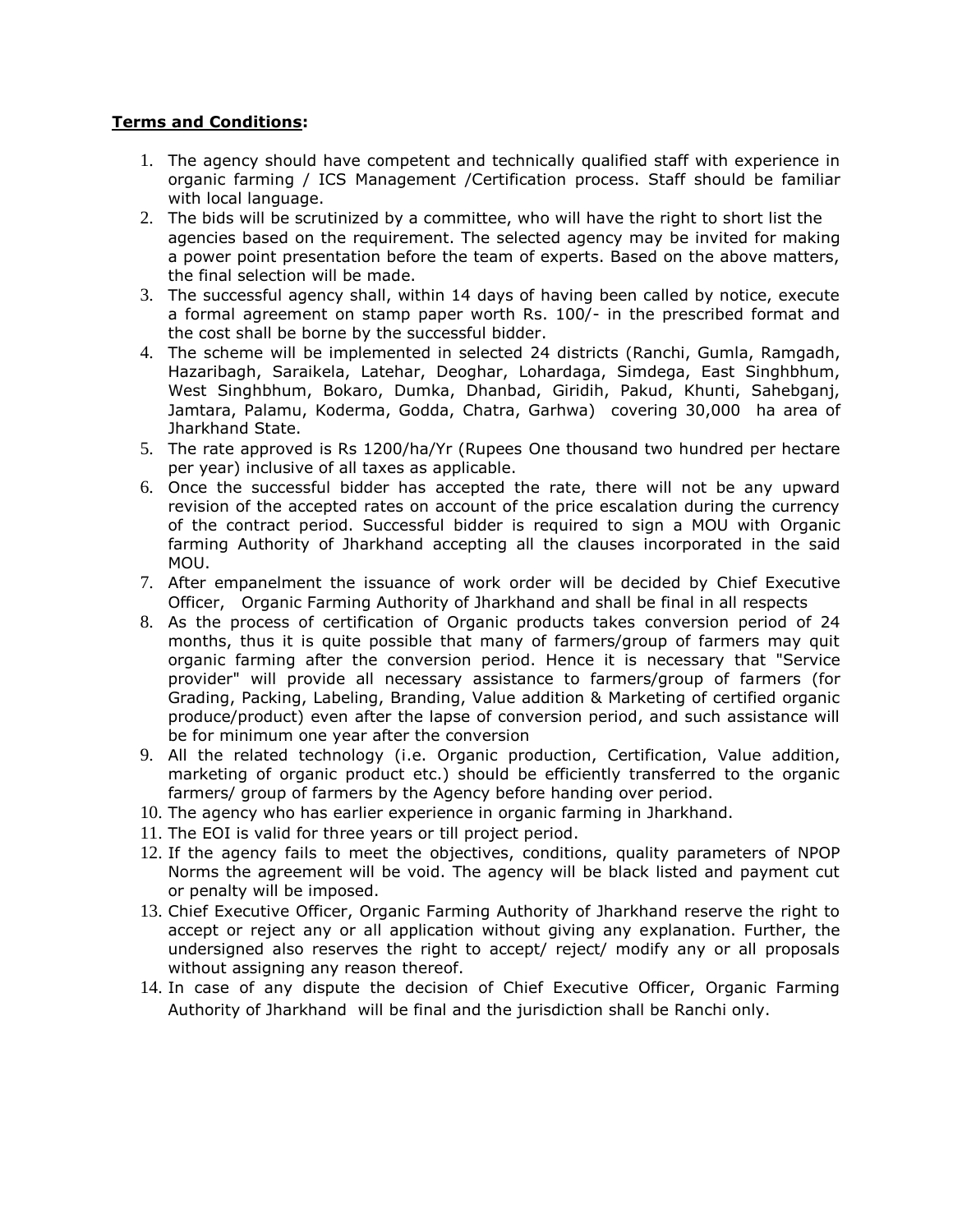**Terms and Conditions:**

1. The agency should have competent and technically qualified staff with experience in organic farming / ICS Management /Certification process. Staff should be familiar with local language.
2. The bids will be scrutinized by a committee, who will have the right to short list the agencies based on the requirement. The selected agency may be invited for making a power point presentation before the team of experts. Based on the above matters, the final selection will be made.
3. The successful agency shall, within 14 days of having been called by notice, execute a formal agreement on stamp paper worth Rs. 100/- in the prescribed format and the cost shall be borne by the successful bidder.
4. The scheme will be implemented in selected 24 districts (Ranchi, Gumla, Ramgadh, Hazaribagh, Saraikela, Latehar, Deoghar, Lohardaga, Simdega, East Singhbhum, West Singhbhum, Bokaro, Dumka, Dhanbad, Giridih, Pakud, Khunti, Sahebganj, Jamtara, Palamu, Koderma, Godda, Chatra, Garhwa) covering 30,000 ha area of Jharkhand State.
5. The rate approved is Rs 1200/ha/Yr (Rupees One thousand two hundred per hectare per year) inclusive of all taxes as applicable.
6. Once the successful bidder has accepted the rate, there will not be any upward revision of the accepted rates on account of the price escalation during the currency of the contract period. Successful bidder is required to sign a MOU with Organic farming Authority of Jharkhand accepting all the clauses incorporated in the said MOU.
7. After empanelment the issuance of work order will be decided by Chief Executive Officer, Organic Farming Authority of Jharkhand and shall be final in all respects
8. As the process of certification of Organic products takes conversion period of 24 months, thus it is quite possible that many of farmers/group of farmers may quit organic farming after the conversion period. Hence it is necessary that "Service provider" will provide all necessary assistance to farmers/group of farmers (for Grading, Packing, Labeling, Branding, Value addition & Marketing of certified organic produce/product) even after the lapse of conversion period, and such assistance will be for minimum one year after the conversion
9. All the related technology (i.e. Organic production, Certification, Value addition, marketing of organic product etc.) should be efficiently transferred to the organic farmers/ group of farmers by the Agency before handing over period.
10. The agency who has earlier experience in organic farming in Jharkhand.
11. The EOI is valid for three years or till project period.
12. If the agency fails to meet the objectives, conditions, quality parameters of NPOP Norms the agreement will be void. The agency will be black listed and payment cut or penalty will be imposed.
13. Chief Executive Officer, Organic Farming Authority of Jharkhand reserve the right to accept or reject any or all application without giving any explanation. Further, the undersigned also reserves the right to accept/ reject/ modify any or all proposals without assigning any reason thereof.
14. In case of any dispute the decision of Chief Executive Officer, Organic Farming Authority of Jharkhand will be final and the jurisdiction shall be Ranchi only.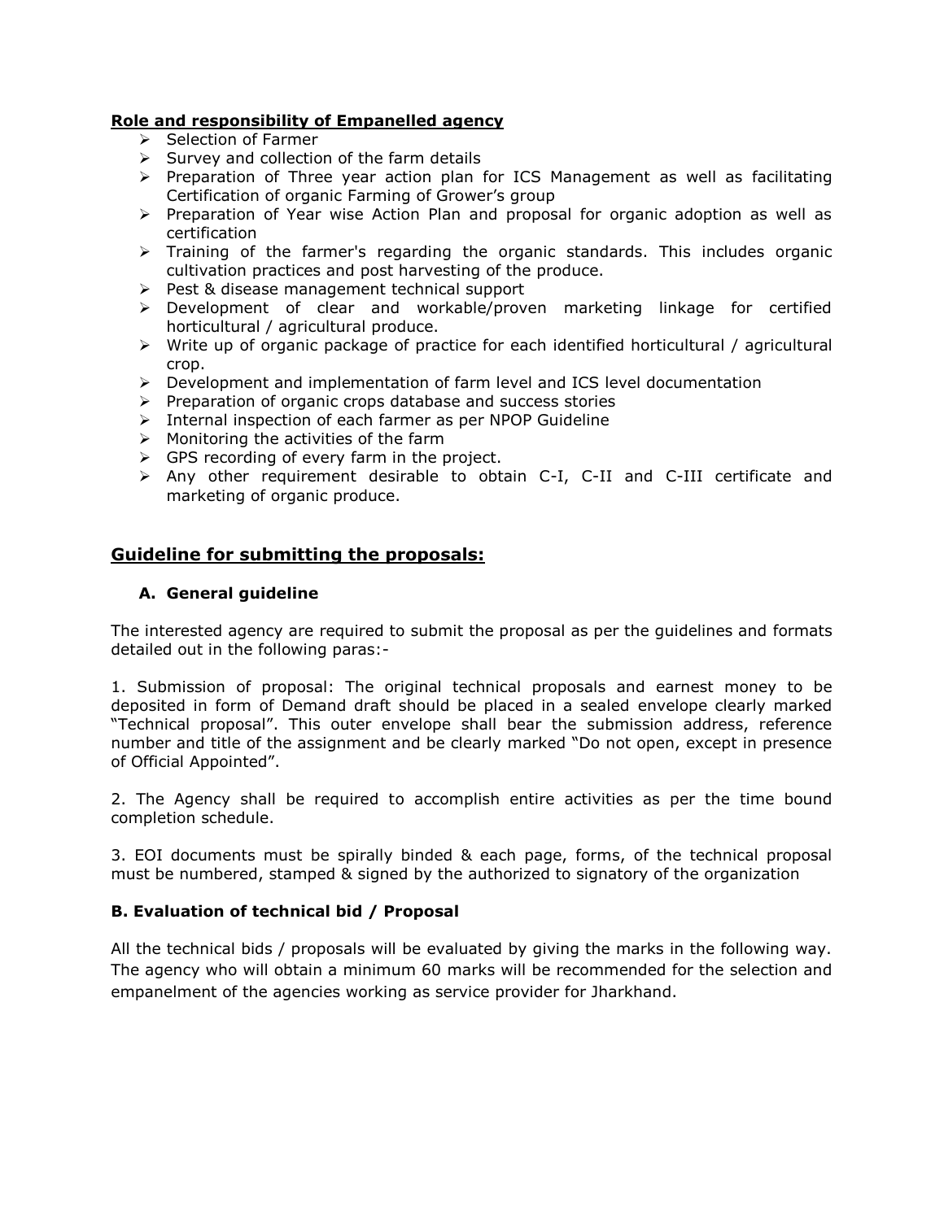**Role and responsibility of Empanelled agency**

- Selection of Farmer
- Survey and collection of the farm details
- Preparation of Three year action plan for ICS Management as well as facilitating Certification of organic Farming of Grower's group
- Preparation of Year wise Action Plan and proposal for organic adoption as well as certification
- Training of the farmer's regarding the organic standards. This includes organic cultivation practices and post harvesting of the produce.
- Pest & disease management technical support
- Development of clear and workable/proven marketing linkage for certified horticultural / agricultural produce.
- Write up of organic package of practice for each identified horticultural / agricultural crop.
- Development and implementation of farm level and ICS level documentation
- Preparation of organic crops database and success stories
- Internal inspection of each farmer as per NPOP Guideline
- Monitoring the activities of the farm
- GPS recording of every farm in the project.
- Any other requirement desirable to obtain C-I, C-II and C-III certificate and marketing of organic produce.

## Guideline for submitting the proposals:

### A. General guideline

The interested agency are required to submit the proposal as per the guidelines and formats detailed out in the following paras:-

1. Submission of proposal: The original technical proposals and earnest money to be deposited in form of Demand draft should be placed in a sealed envelope clearly marked "Technical proposal". This outer envelope shall bear the submission address, reference number and title of the assignment and be clearly marked "Do not open, except in presence of Official Appointed".

2. The Agency shall be required to accomplish entire activities as per the time bound completion schedule.

3. EOI documents must be spirally binded & each page, forms, of the technical proposal must be numbered, stamped & signed by the authorized to signatory of the organization

### B. Evaluation of technical bid / Proposal

All the technical bids / proposals will be evaluated by giving the marks in the following way. The agency who will obtain a minimum 60 marks will be recommended for the selection and empanelment of the agencies working as service provider for Jharkhand.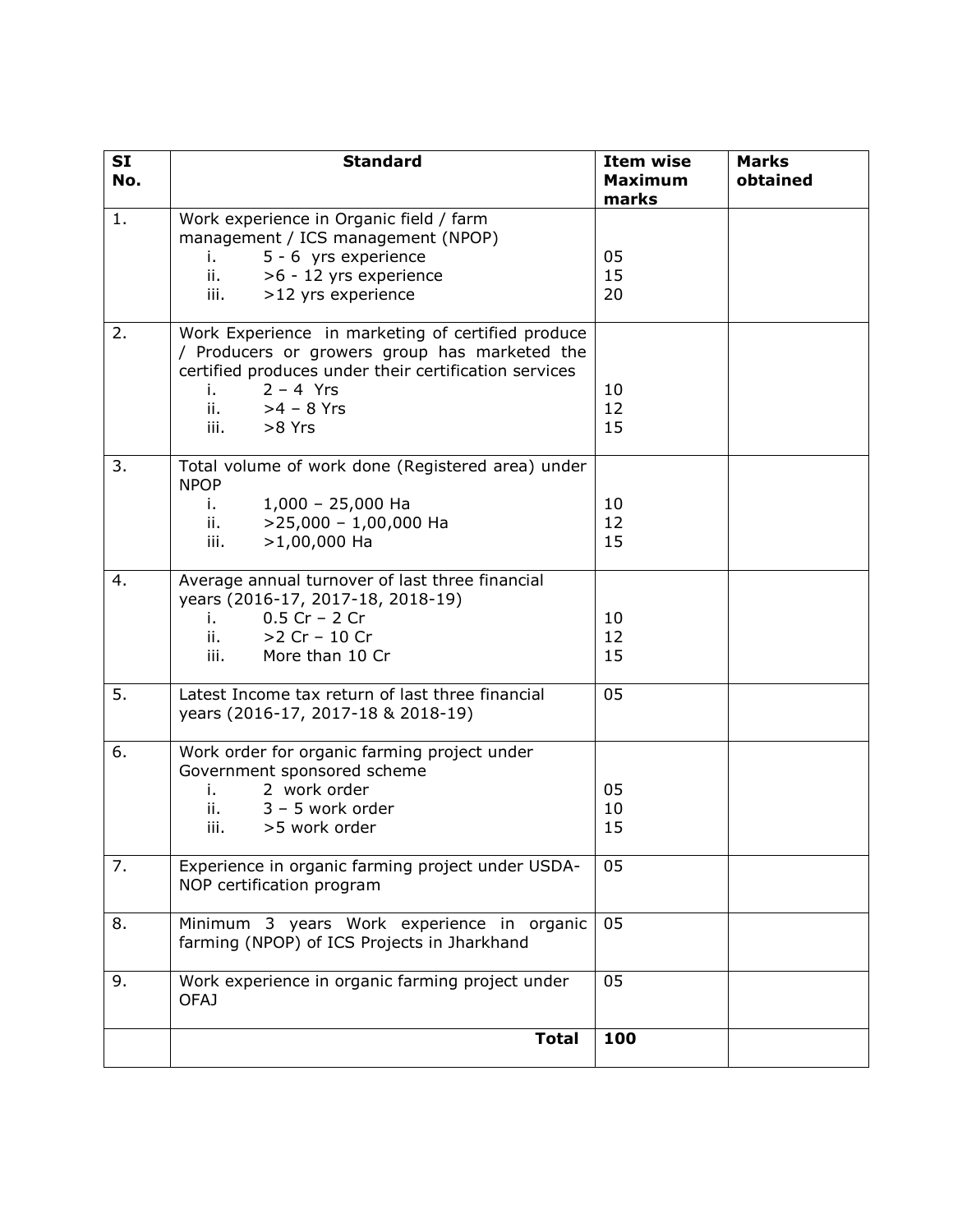| SI No. | Standard | Item wise Maximum marks | Marks obtained |
|---|---|---|---|
| 1. | Work experience in Organic field / farm management / ICS management (NPOP)<br>i. 5 - 6 yrs experience<br>ii. >6 - 12 yrs experience<br>iii. >12 yrs experience | <br><br>05<br>15<br>20 | |
| 2. | Work Experience in marketing of certified produce / Producers or growers group has marketed the certified produces under their certification services<br>i. 2 – 4 Yrs<br>ii. >4 – 8 Yrs<br>iii. >8 Yrs | <br><br><br>10<br>12<br>15 | |
| 3. | Total volume of work done (Registered area) under NPOP<br>i. 1,000 – 25,000 Ha<br>ii. >25,000 – 1,00,000 Ha<br>iii. >1,00,000 Ha | <br><br>10<br>12<br>15 | |
| 4. | Average annual turnover of last three financial years (2016-17, 2017-18, 2018-19)<br>i. 0.5 Cr – 2 Cr<br>ii. >2 Cr – 10 Cr<br>iii. More than 10 Cr | <br><br>10<br>12<br>15 | |
| 5. | Latest Income tax return of last three financial years (2016-17, 2017-18 & 2018-19) | 05 | |
| 6. | Work order for organic farming project under Government sponsored scheme<br>i. 2 work order<br>ii. 3 – 5 work order<br>iii. >5 work order | <br><br>05<br>10<br>15 | |
| 7. | Experience in organic farming project under USDA-NOP certification program | 05 | |
| 8. | Minimum 3 years Work experience in organic farming (NPOP) of ICS Projects in Jharkhand | 05 | |
| 9. | Work experience in organic farming project under OFAJ | 05 | |
| | **Total** | **100** | |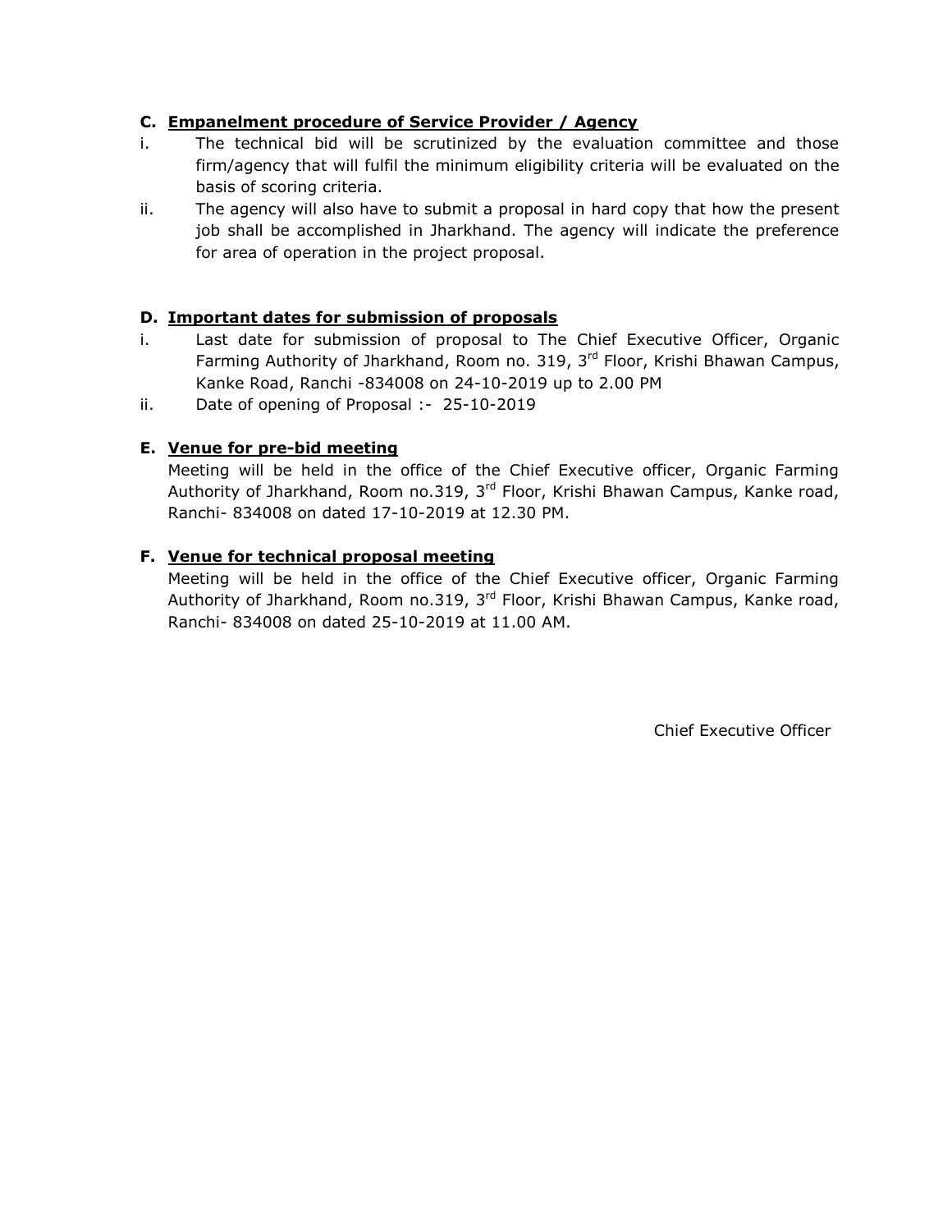**C. Empanelment procedure of Service Provider / Agency**

i. The technical bid will be scrutinized by the evaluation committee and those firm/agency that will fulfil the minimum eligibility criteria will be evaluated on the basis of scoring criteria.

ii. The agency will also have to submit a proposal in hard copy that how the present job shall be accomplished in Jharkhand. The agency will indicate the preference for area of operation in the project proposal.

**D. Important dates for submission of proposals**

i. Last date for submission of proposal to The Chief Executive Officer, Organic Farming Authority of Jharkhand, Room no. 319, 3rd Floor, Krishi Bhawan Campus, Kanke Road, Ranchi -834008 on 24-10-2019 up to 2.00 PM

ii. Date of opening of Proposal :- 25-10-2019

**E. Venue for pre-bid meeting**

Meeting will be held in the office of the Chief Executive officer, Organic Farming Authority of Jharkhand, Room no.319, 3rd Floor, Krishi Bhawan Campus, Kanke road, Ranchi- 834008 on dated 17-10-2019 at 12.30 PM.

**F. Venue for technical proposal meeting**

Meeting will be held in the office of the Chief Executive officer, Organic Farming Authority of Jharkhand, Room no.319, 3rd Floor, Krishi Bhawan Campus, Kanke road, Ranchi- 834008 on dated 25-10-2019 at 11.00 AM.

Chief Executive Officer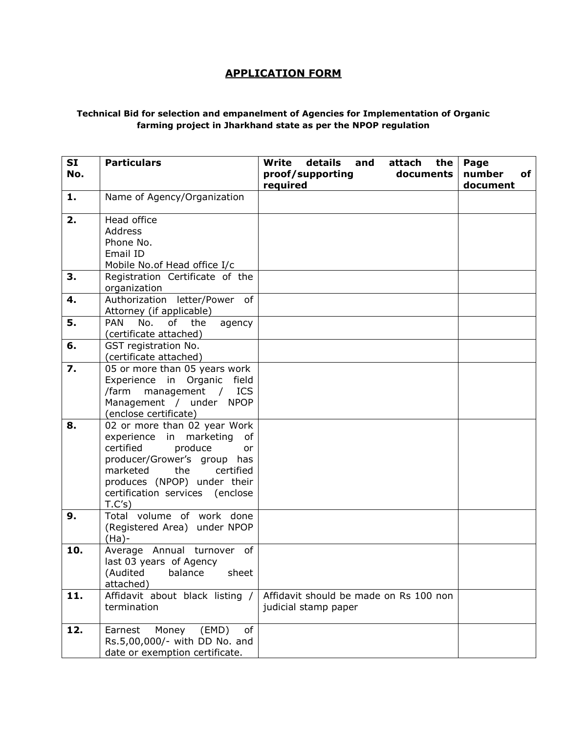## APPLICATION FORM

**Technical Bid for selection and empanelment of Agencies for Implementation of Organic farming project in Jharkhand state as per the NPOP regulation**

| SI No. | Particulars | Write details and attach the proof/supporting documents required | Page number of document |
|---|---|---|---|
| **1.** | Name of Agency/Organization | | |
| **2.** | Head office<br>Address<br>Phone No.<br>Email ID<br>Mobile No.of Head office I/c | | |
| **3.** | Registration Certificate of the organization | | |
| **4.** | Authorization letter/Power of Attorney (if applicable) | | |
| **5.** | PAN No. of the agency (certificate attached) | | |
| **6.** | GST registration No. (certificate attached) | | |
| **7.** | 05 or more than 05 years work Experience in Organic field /farm management / ICS Management / under NPOP (enclose certificate) | | |
| **8.** | 02 or more than 02 year Work experience in marketing of certified produce or producer/Grower's group has marketed the certified produces (NPOP) under their certification services (enclose T.C's) | | |
| **9.** | Total volume of work done (Registered Area) under NPOP (Ha)- | | |
| **10.** | Average Annual turnover of last 03 years of Agency (Audited balance sheet attached) | | |
| **11.** | Affidavit about black listing / termination | Affidavit should be made on Rs 100 non judicial stamp paper | |
| **12.** | Earnest Money (EMD) of Rs.5,00,000/- with DD No. and date or exemption certificate. | | |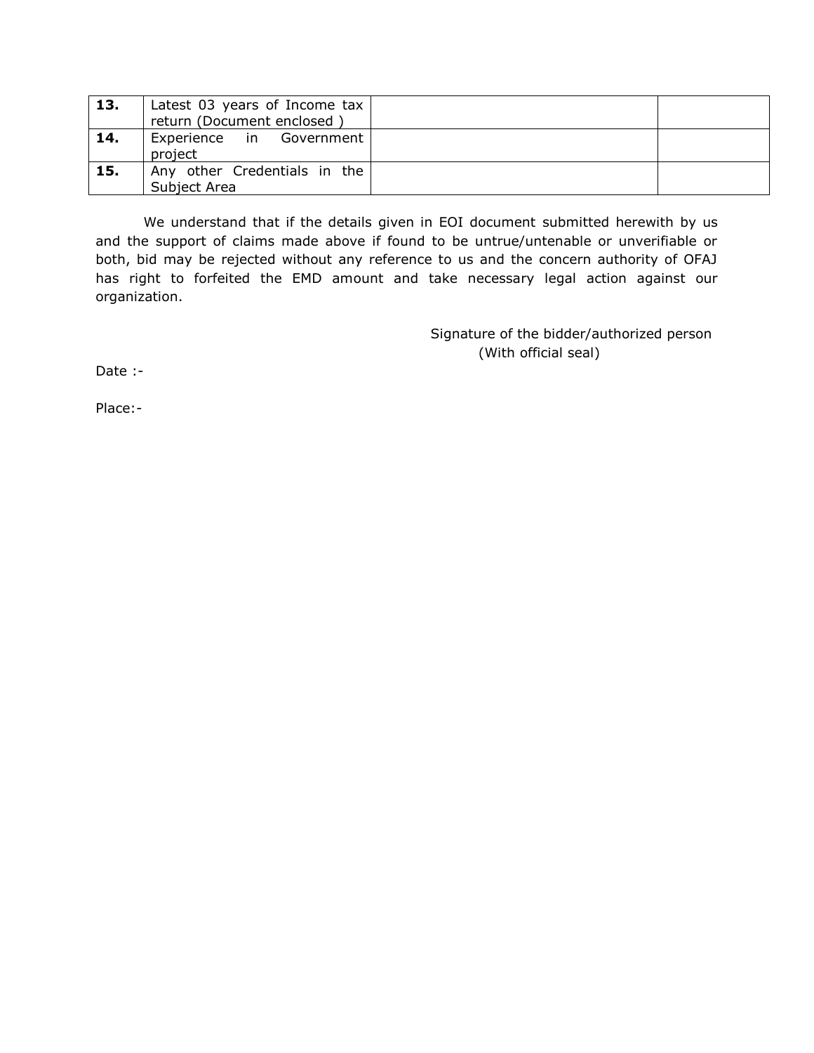| | | | |
|---|---|---|---|
| **13.** | Latest 03 years of Income tax return (Document enclosed ) | | |
| **14.** | Experience in Government project | | |
| **15.** | Any other Credentials in the Subject Area | | |

We understand that if the details given in EOI document submitted herewith by us and the support of claims made above if found to be untrue/untenable or unverifiable or both, bid may be rejected without any reference to us and the concern authority of OFAJ has right to forfeited the EMD amount and take necessary legal action against our organization.

Signature of the bidder/authorized person
(With official seal)

Date :-

Place:-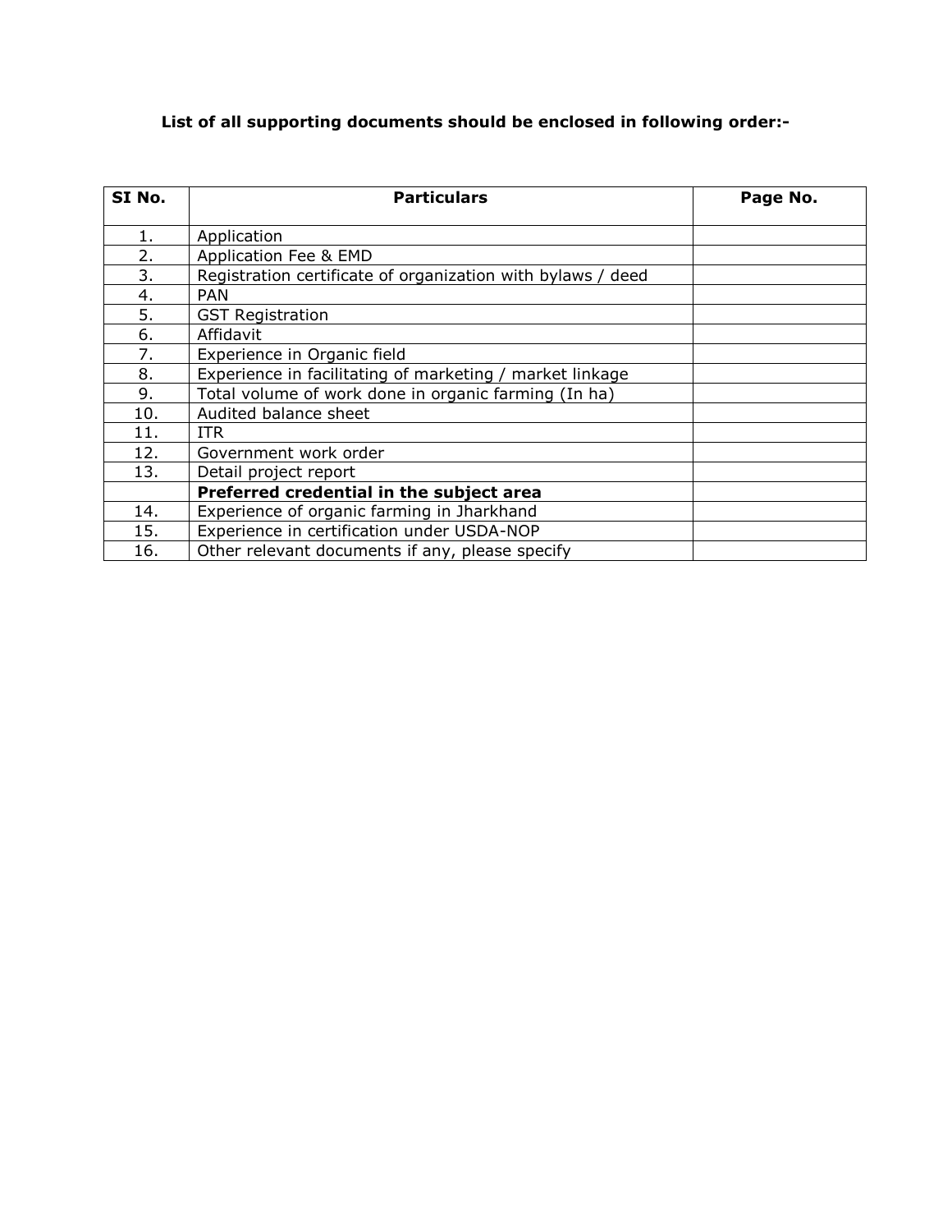**List of all supporting documents should be enclosed in following order:-**

| SI No. | Particulars | Page No. |
|---|---|---|
| 1. | Application | |
| 2. | Application Fee & EMD | |
| 3. | Registration certificate of organization with bylaws / deed | |
| 4. | PAN | |
| 5. | GST Registration | |
| 6. | Affidavit | |
| 7. | Experience in Organic field | |
| 8. | Experience in facilitating of marketing / market linkage | |
| 9. | Total volume of work done in organic farming (In ha) | |
| 10. | Audited balance sheet | |
| 11. | ITR | |
| 12. | Government work order | |
| 13. | Detail project report | |
| | **Preferred credential in the subject area** | |
| 14. | Experience of organic farming in Jharkhand | |
| 15. | Experience in certification under USDA-NOP | |
| 16. | Other relevant documents if any, please specify | |